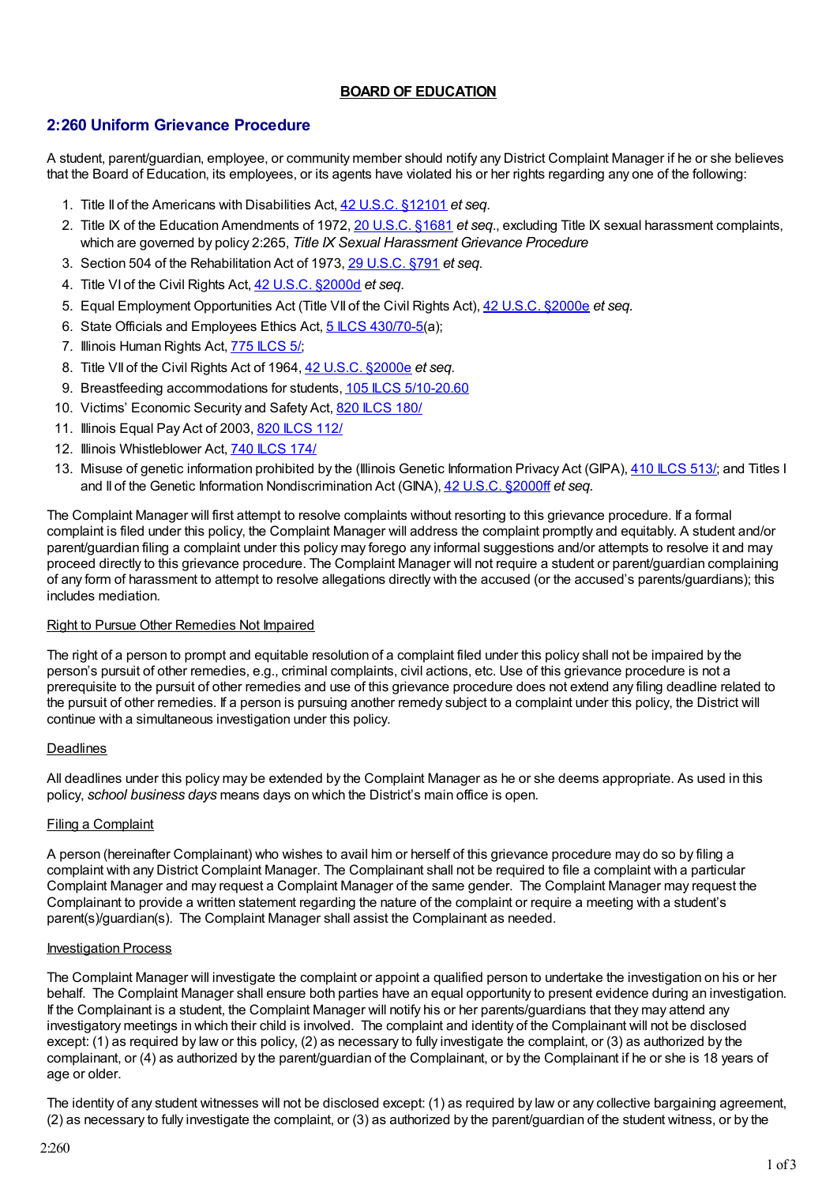**BOARD OF EDUCATION**

## 2:260 Uniform Grievance Procedure

A student, parent/guardian, employee, or community member should notify any District Complaint Manager if he or she believes that the Board of Education, its employees, or its agents have violated his or her rights regarding any one of the following:

1. Title II of the Americans with Disabilities Act, 42 U.S.C. §12101 *et seq.*
2. Title IX of the Education Amendments of 1972, 20 U.S.C. §1681 *et seq.*, excluding Title IX sexual harassment complaints, which are governed by policy 2:265, *Title IX Sexual Harassment Grievance Procedure*
3. Section 504 of the Rehabilitation Act of 1973, 29 U.S.C. §791 *et seq.*
4. Title VI of the Civil Rights Act, 42 U.S.C. §2000d *et seq.*
5. Equal Employment Opportunities Act (Title VII of the Civil Rights Act), 42 U.S.C. §2000e *et seq.*
6. State Officials and Employees Ethics Act, 5 ILCS 430/70-5(a);
7. Illinois Human Rights Act, 775 ILCS 5/;
8. Title VII of the Civil Rights Act of 1964, 42 U.S.C. §2000e *et seq.*
9. Breastfeeding accommodations for students, 105 ILCS 5/10-20.60
10. Victims' Economic Security and Safety Act, 820 ILCS 180/
11. Illinois Equal Pay Act of 2003, 820 ILCS 112/
12. Illinois Whistleblower Act, 740 ILCS 174/
13. Misuse of genetic information prohibited by the (Illinois Genetic Information Privacy Act (GIPA), 410 ILCS 513/; and Titles I and II of the Genetic Information Nondiscrimination Act (GINA), 42 U.S.C. §2000ff *et seq.*

The Complaint Manager will first attempt to resolve complaints without resorting to this grievance procedure. If a formal complaint is filed under this policy, the Complaint Manager will address the complaint promptly and equitably. A student and/or parent/guardian filing a complaint under this policy may forego any informal suggestions and/or attempts to resolve it and may proceed directly to this grievance procedure. The Complaint Manager will not require a student or parent/guardian complaining of any form of harassment to attempt to resolve allegations directly with the accused (or the accused's parents/guardians); this includes mediation.

### Right to Pursue Other Remedies Not Impaired

The right of a person to prompt and equitable resolution of a complaint filed under this policy shall not be impaired by the person's pursuit of other remedies, e.g., criminal complaints, civil actions, etc. Use of this grievance procedure is not a prerequisite to the pursuit of other remedies and use of this grievance procedure does not extend any filing deadline related to the pursuit of other remedies. If a person is pursuing another remedy subject to a complaint under this policy, the District will continue with a simultaneous investigation under this policy.

### Deadlines

All deadlines under this policy may be extended by the Complaint Manager as he or she deems appropriate. As used in this policy, *school business days* means days on which the District's main office is open.

### Filing a Complaint

A person (hereinafter Complainant) who wishes to avail him or herself of this grievance procedure may do so by filing a complaint with any District Complaint Manager. The Complainant shall not be required to file a complaint with a particular Complaint Manager and may request a Complaint Manager of the same gender. The Complaint Manager may request the Complainant to provide a written statement regarding the nature of the complaint or require a meeting with a student's parent(s)/guardian(s). The Complaint Manager shall assist the Complainant as needed.

### Investigation Process

The Complaint Manager will investigate the complaint or appoint a qualified person to undertake the investigation on his or her behalf. The Complaint Manager shall ensure both parties have an equal opportunity to present evidence during an investigation. If the Complainant is a student, the Complaint Manager will notify his or her parents/guardians that they may attend any investigatory meetings in which their child is involved. The complaint and identity of the Complainant will not be disclosed except: (1) as required by law or this policy, (2) as necessary to fully investigate the complaint, or (3) as authorized by the complainant, or (4) as authorized by the parent/guardian of the Complainant, or by the Complainant if he or she is 18 years of age or older.

The identity of any student witnesses will not be disclosed except: (1) as required by law or any collective bargaining agreement, (2) as necessary to fully investigate the complaint, or (3) as authorized by the parent/guardian of the student witness, or by the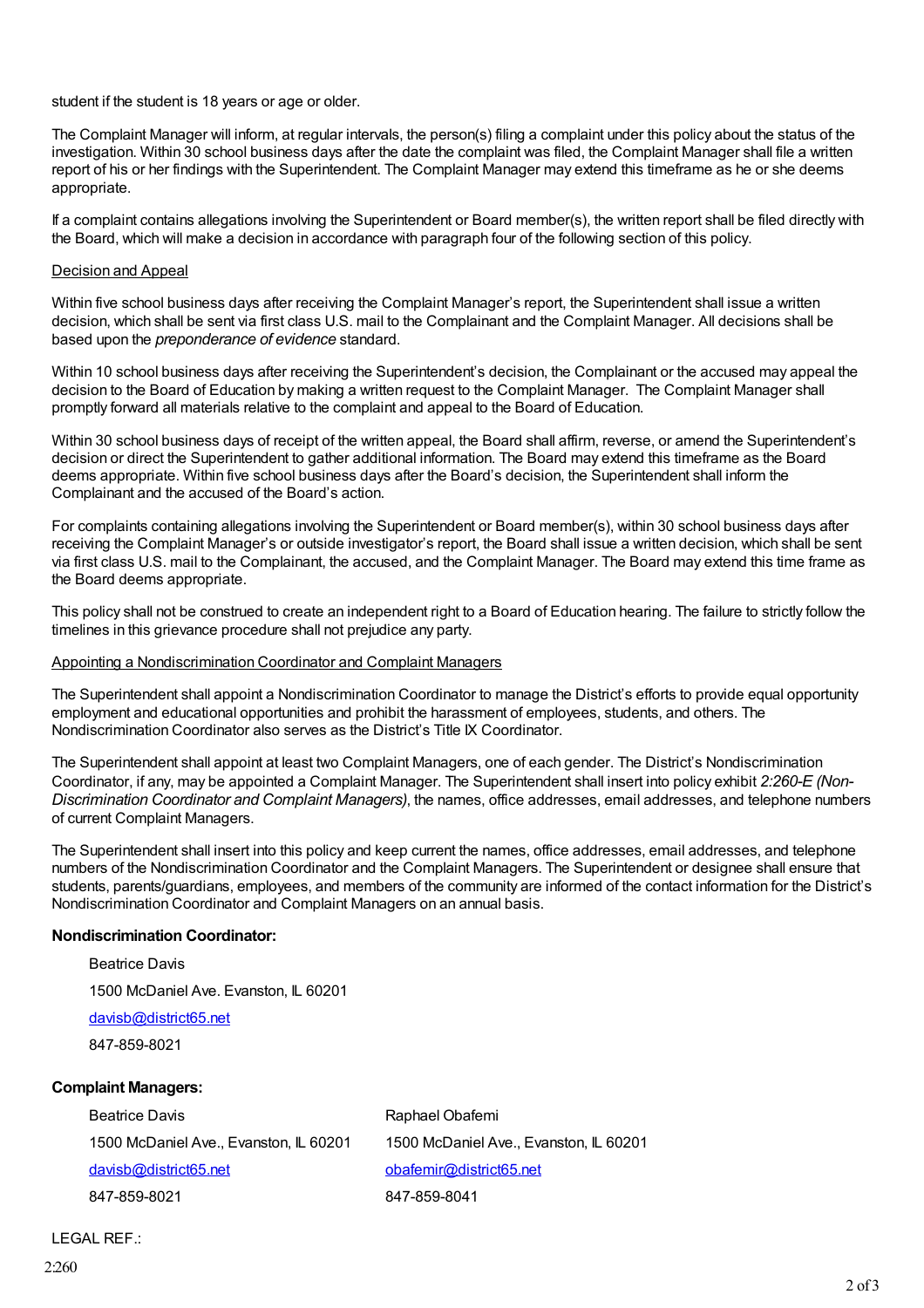student if the student is 18 years or age or older.

The Complaint Manager will inform, at regular intervals, the person(s) filing a complaint under this policy about the status of the investigation. Within 30 school business days after the date the complaint was filed, the Complaint Manager shall file a written report of his or her findings with the Superintendent. The Complaint Manager may extend this timeframe as he or she deems appropriate.

If a complaint contains allegations involving the Superintendent or Board member(s), the written report shall be filed directly with the Board, which will make a decision in accordance with paragraph four of the following section of this policy.

<u>Decision and Appeal</u>

Within five school business days after receiving the Complaint Manager's report, the Superintendent shall issue a written decision, which shall be sent via first class U.S. mail to the Complainant and the Complaint Manager. All decisions shall be based upon the *preponderance of evidence* standard.

Within 10 school business days after receiving the Superintendent's decision, the Complainant or the accused may appeal the decision to the Board of Education by making a written request to the Complaint Manager. The Complaint Manager shall promptly forward all materials relative to the complaint and appeal to the Board of Education.

Within 30 school business days of receipt of the written appeal, the Board shall affirm, reverse, or amend the Superintendent's decision or direct the Superintendent to gather additional information. The Board may extend this timeframe as the Board deems appropriate. Within five school business days after the Board's decision, the Superintendent shall inform the Complainant and the accused of the Board's action.

For complaints containing allegations involving the Superintendent or Board member(s), within 30 school business days after receiving the Complaint Manager's or outside investigator's report, the Board shall issue a written decision, which shall be sent via first class U.S. mail to the Complainant, the accused, and the Complaint Manager. The Board may extend this time frame as the Board deems appropriate.

This policy shall not be construed to create an independent right to a Board of Education hearing. The failure to strictly follow the timelines in this grievance procedure shall not prejudice any party.

<u>Appointing a Nondiscrimination Coordinator and Complaint Managers</u>

The Superintendent shall appoint a Nondiscrimination Coordinator to manage the District's efforts to provide equal opportunity employment and educational opportunities and prohibit the harassment of employees, students, and others. The Nondiscrimination Coordinator also serves as the District's Title IX Coordinator.

The Superintendent shall appoint at least two Complaint Managers, one of each gender. The District's Nondiscrimination Coordinator, if any, may be appointed a Complaint Manager. The Superintendent shall insert into policy exhibit *2:260-E (Non-Discrimination Coordinator and Complaint Managers)*, the names, office addresses, email addresses, and telephone numbers of current Complaint Managers.

The Superintendent shall insert into this policy and keep current the names, office addresses, email addresses, and telephone numbers of the Nondiscrimination Coordinator and the Complaint Managers. The Superintendent or designee shall ensure that students, parents/guardians, employees, and members of the community are informed of the contact information for the District's Nondiscrimination Coordinator and Complaint Managers on an annual basis.

**Nondiscrimination Coordinator:**

Beatrice Davis
1500 McDaniel Ave. Evanston, IL 60201
davisb@district65.net
847-859-8021

**Complaint Managers:**

| | |
|---|---|
| Beatrice Davis | Raphael Obafemi |
| 1500 McDaniel Ave., Evanston, IL 60201 | 1500 McDaniel Ave., Evanston, IL 60201 |
| davisb@district65.net | obafemir@district65.net |
| 847-859-8021 | 847-859-8041 |

LEGAL REF.: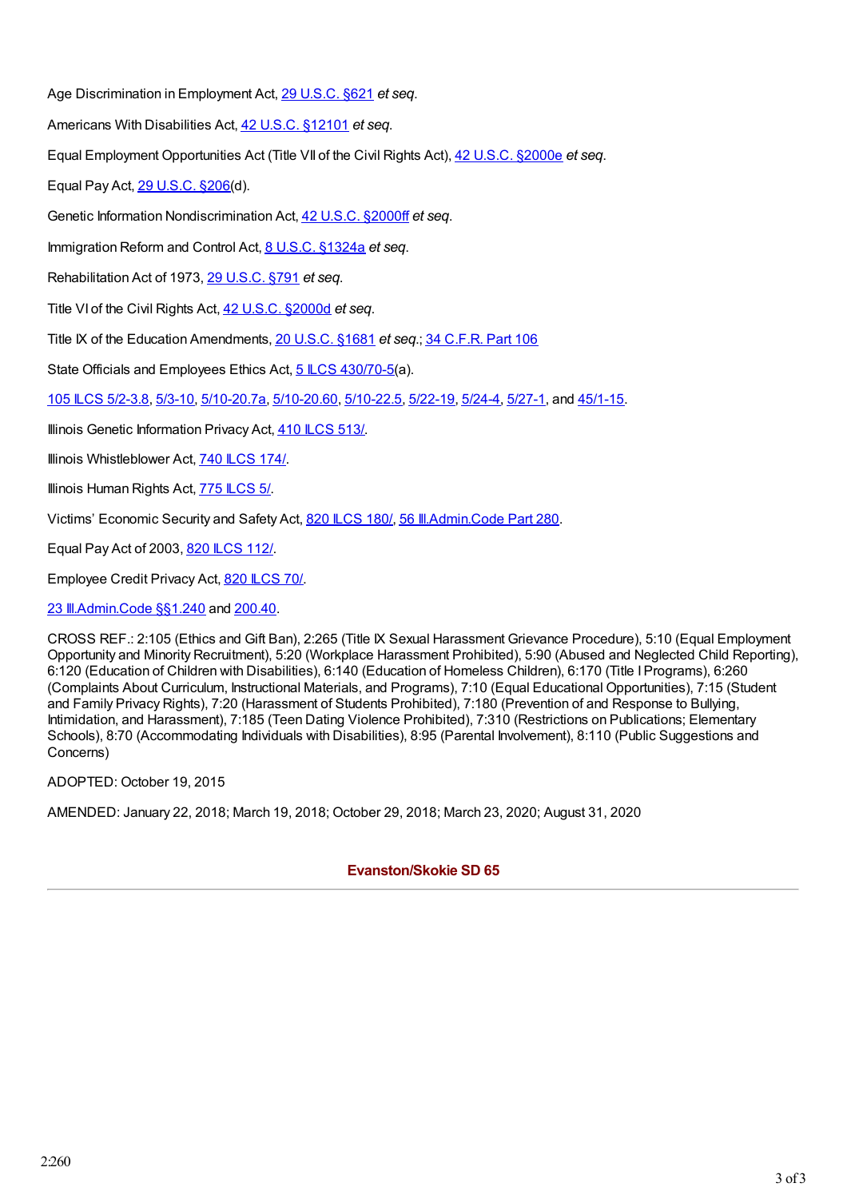Age Discrimination in Employment Act, 29 U.S.C. §621 *et seq*.

Americans With Disabilities Act, 42 U.S.C. §12101 *et seq*.

Equal Employment Opportunities Act (Title VII of the Civil Rights Act), 42 U.S.C. §2000e *et seq*.

Equal Pay Act, 29 U.S.C. §206(d).

Genetic Information Nondiscrimination Act, 42 U.S.C. §2000ff *et seq*.

Immigration Reform and Control Act, 8 U.S.C. §1324a *et seq*.

Rehabilitation Act of 1973, 29 U.S.C. §791 *et seq*.

Title VI of the Civil Rights Act, 42 U.S.C. §2000d *et seq*.

Title IX of the Education Amendments, 20 U.S.C. §1681 *et seq*.; 34 C.F.R. Part 106

State Officials and Employees Ethics Act, 5 ILCS 430/70-5(a).

105 ILCS 5/2-3.8, 5/3-10, 5/10-20.7a, 5/10-20.60, 5/10-22.5, 5/22-19, 5/24-4, 5/27-1, and 45/1-15.

Illinois Genetic Information Privacy Act, 410 ILCS 513/.

Illinois Whistleblower Act, 740 ILCS 174/.

Illinois Human Rights Act, 775 ILCS 5/.

Victims' Economic Security and Safety Act, 820 ILCS 180/, 56 Ill.Admin.Code Part 280.

Equal Pay Act of 2003, 820 ILCS 112/.

Employee Credit Privacy Act, 820 ILCS 70/.

23 Ill.Admin.Code §§1.240 and 200.40.

CROSS REF.: 2:105 (Ethics and Gift Ban), 2:265 (Title IX Sexual Harassment Grievance Procedure), 5:10 (Equal Employment Opportunity and Minority Recruitment), 5:20 (Workplace Harassment Prohibited), 5:90 (Abused and Neglected Child Reporting), 6:120 (Education of Children with Disabilities), 6:140 (Education of Homeless Children), 6:170 (Title I Programs), 6:260 (Complaints About Curriculum, Instructional Materials, and Programs), 7:10 (Equal Educational Opportunities), 7:15 (Student and Family Privacy Rights), 7:20 (Harassment of Students Prohibited), 7:180 (Prevention of and Response to Bullying, Intimidation, and Harassment), 7:185 (Teen Dating Violence Prohibited), 7:310 (Restrictions on Publications; Elementary Schools), 8:70 (Accommodating Individuals with Disabilities), 8:95 (Parental Involvement), 8:110 (Public Suggestions and Concerns)

ADOPTED: October 19, 2015

AMENDED: January 22, 2018; March 19, 2018; October 29, 2018; March 23, 2020; August 31, 2020

**Evanston/Skokie SD 65**